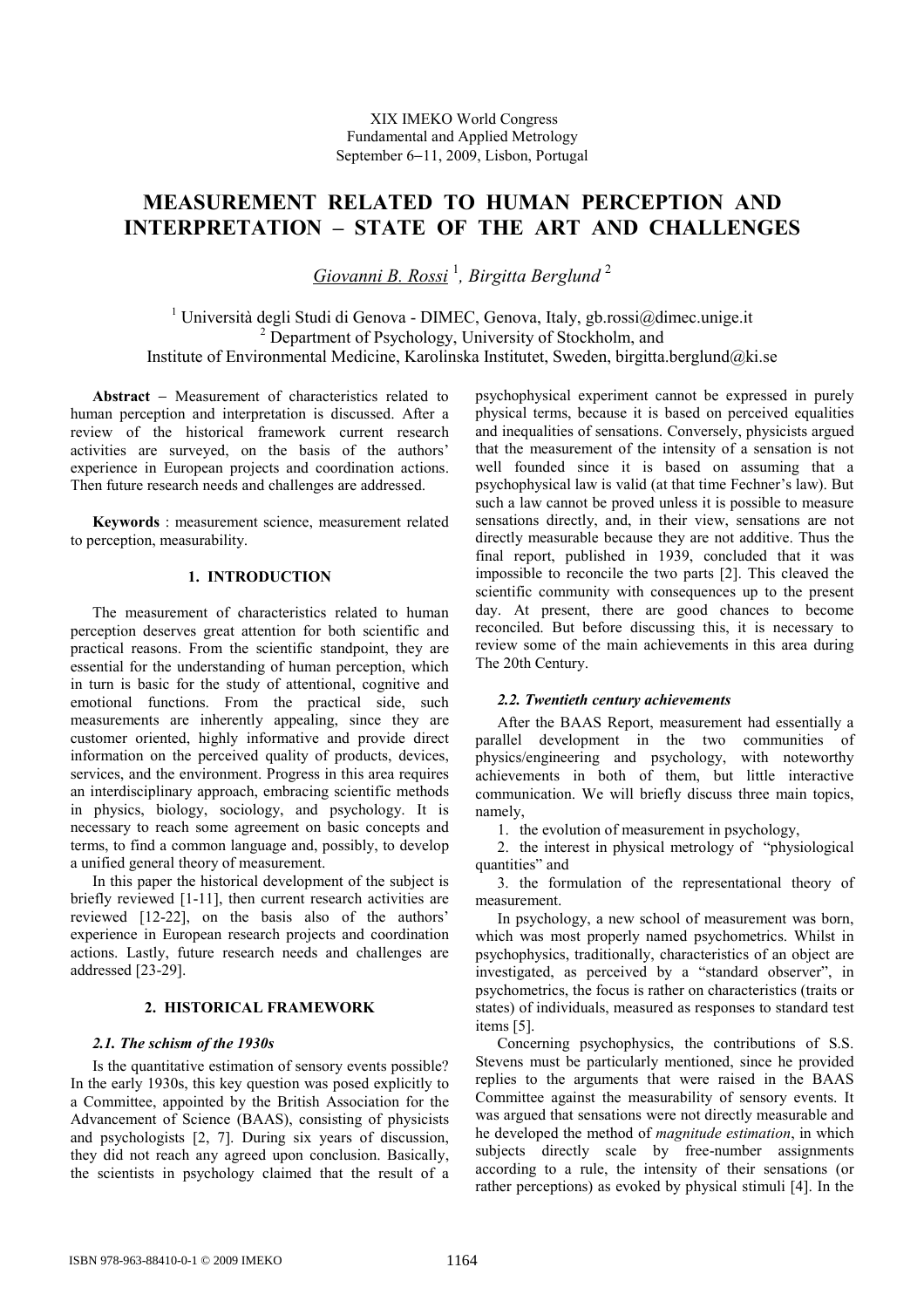XIX IMEKO World Congress
Fundamental and Applied Metrology
September 6−11, 2009, Lisbon, Portugal

# MEASUREMENT RELATED TO HUMAN PERCEPTION AND INTERPRETATION – STATE OF THE ART AND CHALLENGES

*Giovanni B. Rossi* [1], *Birgitta Berglund* [2]

[1] Università degli Studi di Genova - DIMEC, Genova, Italy, gb.rossi@dimec.unige.it
[2] Department of Psychology, University of Stockholm, and
Institute of Environmental Medicine, Karolinska Institutet, Sweden, birgitta.berglund@ki.se

**Abstract** − Measurement of characteristics related to human perception and interpretation is discussed. After a review of the historical framework current research activities are surveyed, on the basis of the authors' experience in European projects and coordination actions. Then future research needs and challenges are addressed.

**Keywords** : measurement science, measurement related to perception, measurability.

## 1. INTRODUCTION

The measurement of characteristics related to human perception deserves great attention for both scientific and practical reasons. From the scientific standpoint, they are essential for the understanding of human perception, which in turn is basic for the study of attentional, cognitive and emotional functions. From the practical side, such measurements are inherently appealing, since they are customer oriented, highly informative and provide direct information on the perceived quality of products, devices, services, and the environment. Progress in this area requires an interdisciplinary approach, embracing scientific methods in physics, biology, sociology, and psychology. It is necessary to reach some agreement on basic concepts and terms, to find a common language and, possibly, to develop a unified general theory of measurement.

In this paper the historical development of the subject is briefly reviewed [1-11], then current research activities are reviewed [12-22], on the basis also of the authors' experience in European research projects and coordination actions. Lastly, future research needs and challenges are addressed [23-29].

## 2. HISTORICAL FRAMEWORK

### *2.1. The schism of the 1930s*

Is the quantitative estimation of sensory events possible? In the early 1930s, this key question was posed explicitly to a Committee, appointed by the British Association for the Advancement of Science (BAAS), consisting of physicists and psychologists [2, 7]. During six years of discussion, they did not reach any agreed upon conclusion. Basically, the scientists in psychology claimed that the result of a psychophysical experiment cannot be expressed in purely physical terms, because it is based on perceived equalities and inequalities of sensations. Conversely, physicists argued that the measurement of the intensity of a sensation is not well founded since it is based on assuming that a psychophysical law is valid (at that time Fechner's law). But such a law cannot be proved unless it is possible to measure sensations directly, and, in their view, sensations are not directly measurable because they are not additive. Thus the final report, published in 1939, concluded that it was impossible to reconcile the two parts [2]. This cleaved the scientific community with consequences up to the present day. At present, there are good chances to become reconciled. But before discussing this, it is necessary to review some of the main achievements in this area during The 20th Century.

### *2.2. Twentieth century achievements*

After the BAAS Report, measurement had essentially a parallel development in the two communities of physics/engineering and psychology, with noteworthy achievements in both of them, but little interactive communication. We will briefly discuss three main topics, namely,

1. the evolution of measurement in psychology,
2. the interest in physical metrology of "physiological quantities" and
3. the formulation of the representational theory of measurement.

In psychology, a new school of measurement was born, which was most properly named psychometrics. Whilst in psychophysics, traditionally, characteristics of an object are investigated, as perceived by a "standard observer", in psychometrics, the focus is rather on characteristics (traits or states) of individuals, measured as responses to standard test items [5].

Concerning psychophysics, the contributions of S.S. Stevens must be particularly mentioned, since he provided replies to the arguments that were raised in the BAAS Committee against the measurability of sensory events. It was argued that sensations were not directly measurable and he developed the method of *magnitude estimation*, in which subjects directly scale by free-number assignments according to a rule, the intensity of their sensations (or rather perceptions) as evoked by physical stimuli [4]. In the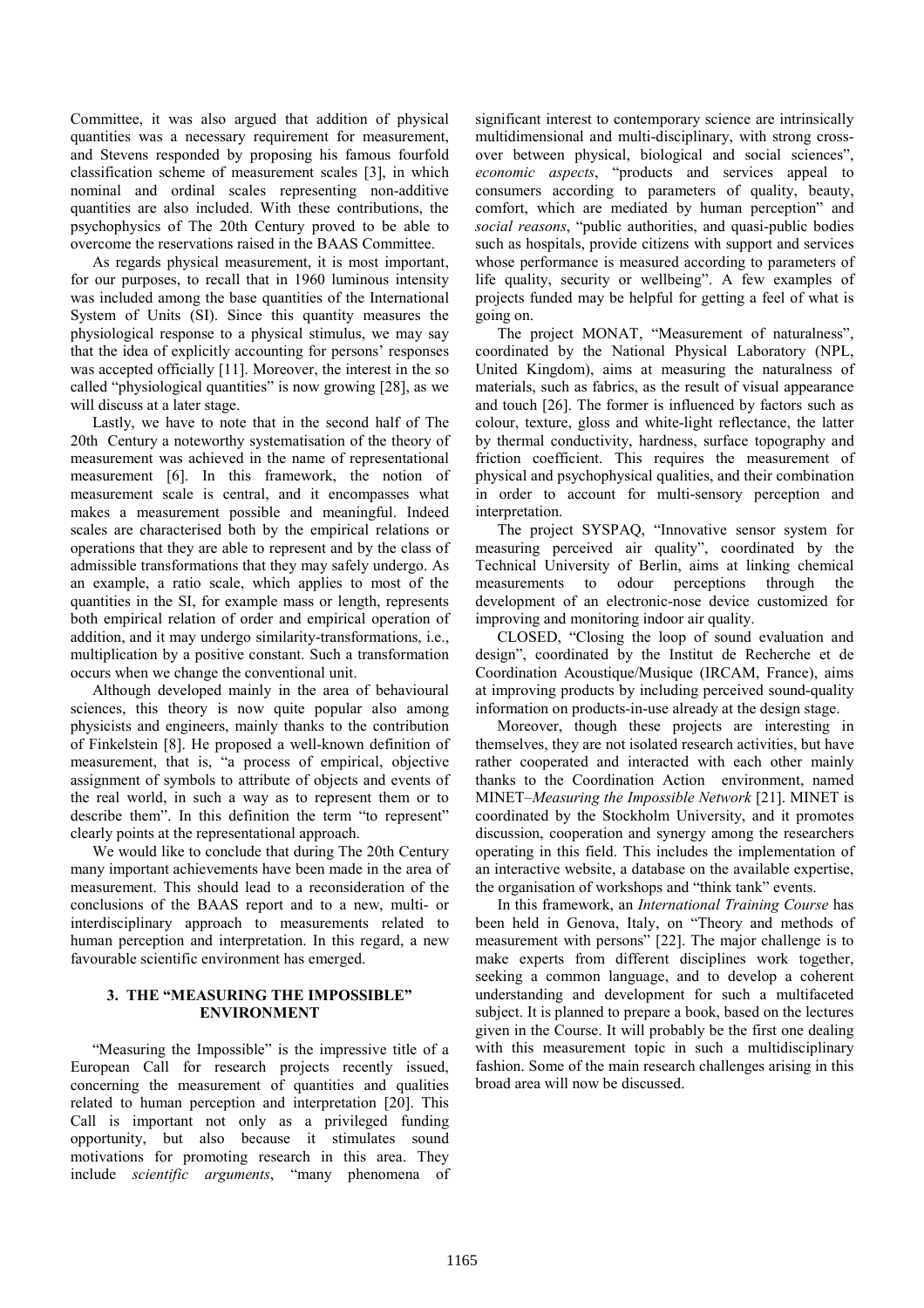Committee, it was also argued that addition of physical quantities was a necessary requirement for measurement, and Stevens responded by proposing his famous fourfold classification scheme of measurement scales [3], in which nominal and ordinal scales representing non-additive quantities are also included. With these contributions, the psychophysics of The 20th Century proved to be able to overcome the reservations raised in the BAAS Committee.

As regards physical measurement, it is most important, for our purposes, to recall that in 1960 luminous intensity was included among the base quantities of the International System of Units (SI). Since this quantity measures the physiological response to a physical stimulus, we may say that the idea of explicitly accounting for persons' responses was accepted officially [11]. Moreover, the interest in the so called "physiological quantities" is now growing [28], as we will discuss at a later stage.

Lastly, we have to note that in the second half of The 20th Century a noteworthy systematisation of the theory of measurement was achieved in the name of representational measurement [6]. In this framework, the notion of measurement scale is central, and it encompasses what makes a measurement possible and meaningful. Indeed scales are characterised both by the empirical relations or operations that they are able to represent and by the class of admissible transformations that they may safely undergo. As an example, a ratio scale, which applies to most of the quantities in the SI, for example mass or length, represents both empirical relation of order and empirical operation of addition, and it may undergo similarity-transformations, i.e., multiplication by a positive constant. Such a transformation occurs when we change the conventional unit.

Although developed mainly in the area of behavioural sciences, this theory is now quite popular also among physicists and engineers, mainly thanks to the contribution of Finkelstein [8]. He proposed a well-known definition of measurement, that is, "a process of empirical, objective assignment of symbols to attribute of objects and events of the real world, in such a way as to represent them or to describe them". In this definition the term "to represent" clearly points at the representational approach.

We would like to conclude that during The 20th Century many important achievements have been made in the area of measurement. This should lead to a reconsideration of the conclusions of the BAAS report and to a new, multi- or interdisciplinary approach to measurements related to human perception and interpretation. In this regard, a new favourable scientific environment has emerged.

## 3. THE "MEASURING THE IMPOSSIBLE" ENVIRONMENT

"Measuring the Impossible" is the impressive title of a European Call for research projects recently issued, concerning the measurement of quantities and qualities related to human perception and interpretation [20]. This Call is important not only as a privileged funding opportunity, but also because it stimulates sound motivations for promoting research in this area. They include *scientific arguments*, "many phenomena of significant interest to contemporary science are intrinsically multidimensional and multi-disciplinary, with strong cross-over between physical, biological and social sciences", *economic aspects*, "products and services appeal to consumers according to parameters of quality, beauty, comfort, which are mediated by human perception" and *social reasons*, "public authorities, and quasi-public bodies such as hospitals, provide citizens with support and services whose performance is measured according to parameters of life quality, security or wellbeing". A few examples of projects funded may be helpful for getting a feel of what is going on.

The project MONAT, "Measurement of naturalness", coordinated by the National Physical Laboratory (NPL, United Kingdom), aims at measuring the naturalness of materials, such as fabrics, as the result of visual appearance and touch [26]. The former is influenced by factors such as colour, texture, gloss and white-light reflectance, the latter by thermal conductivity, hardness, surface topography and friction coefficient. This requires the measurement of physical and psychophysical qualities, and their combination in order to account for multi-sensory perception and interpretation.

The project SYSPAQ, "Innovative sensor system for measuring perceived air quality", coordinated by the Technical University of Berlin, aims at linking chemical measurements to odour perceptions through the development of an electronic-nose device customized for improving and monitoring indoor air quality.

CLOSED, "Closing the loop of sound evaluation and design", coordinated by the Institut de Recherche et de Coordination Acoustique/Musique (IRCAM, France), aims at improving products by including perceived sound-quality information on products-in-use already at the design stage.

Moreover, though these projects are interesting in themselves, they are not isolated research activities, but have rather cooperated and interacted with each other mainly thanks to the Coordination Action environment, named MINET–*Measuring the Impossible Network* [21]. MINET is coordinated by the Stockholm University, and it promotes discussion, cooperation and synergy among the researchers operating in this field. This includes the implementation of an interactive website, a database on the available expertise, the organisation of workshops and "think tank" events.

In this framework, an *International Training Course* has been held in Genova, Italy, on "Theory and methods of measurement with persons" [22]. The major challenge is to make experts from different disciplines work together, seeking a common language, and to develop a coherent understanding and development for such a multifaceted subject. It is planned to prepare a book, based on the lectures given in the Course. It will probably be the first one dealing with this measurement topic in such a multidisciplinary fashion. Some of the main research challenges arising in this broad area will now be discussed.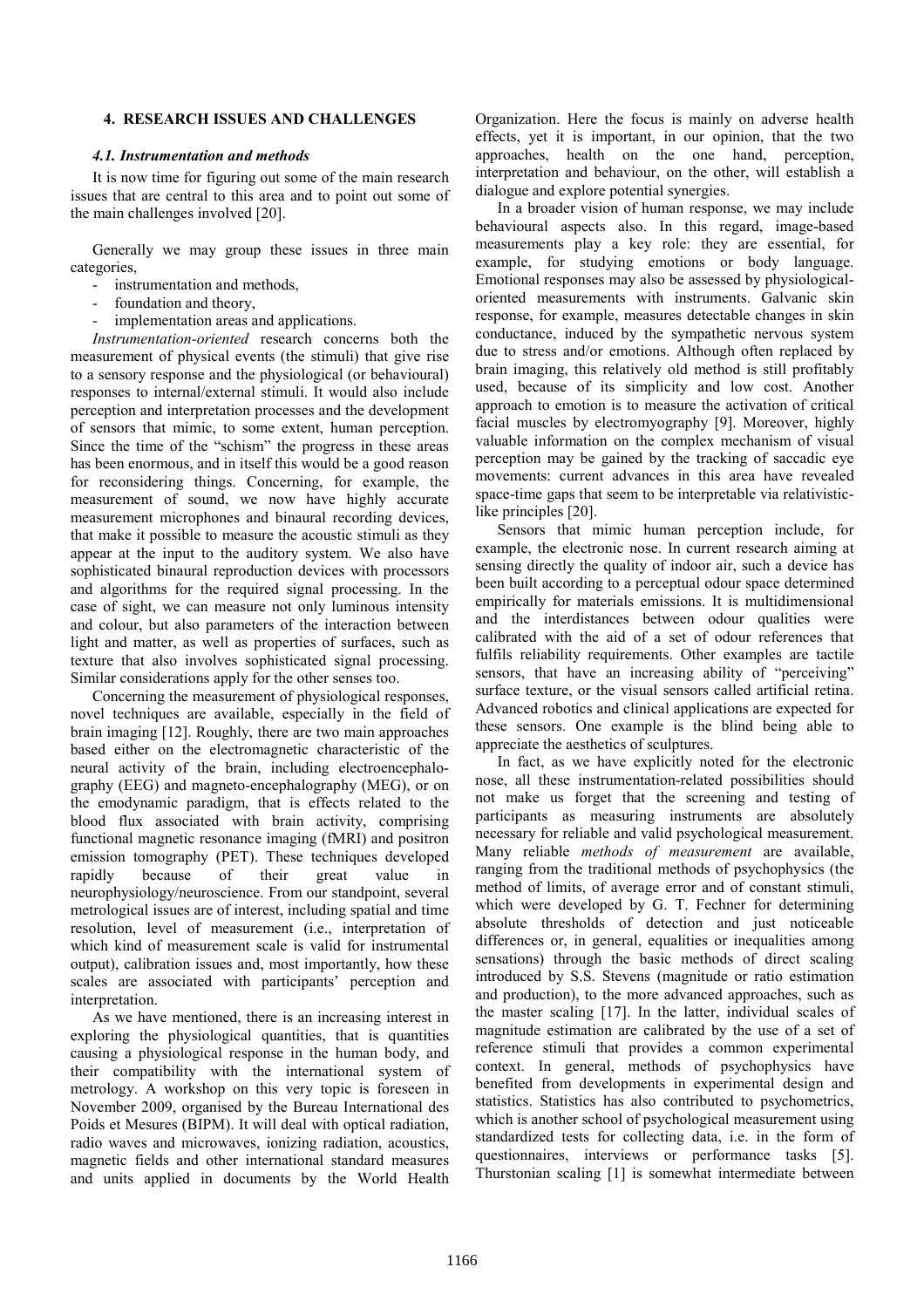## 4. RESEARCH ISSUES AND CHALLENGES

### *4.1. Instrumentation and methods*

It is now time for figuring out some of the main research issues that are central to this area and to point out some of the main challenges involved [20].

Generally we may group these issues in three main categories,

- instrumentation and methods,
- foundation and theory,
- implementation areas and applications.

*Instrumentation-oriented* research concerns both the measurement of physical events (the stimuli) that give rise to a sensory response and the physiological (or behavioural) responses to internal/external stimuli. It would also include perception and interpretation processes and the development of sensors that mimic, to some extent, human perception. Since the time of the "schism" the progress in these areas has been enormous, and in itself this would be a good reason for reconsidering things. Concerning, for example, the measurement of sound, we now have highly accurate measurement microphones and binaural recording devices, that make it possible to measure the acoustic stimuli as they appear at the input to the auditory system. We also have sophisticated binaural reproduction devices with processors and algorithms for the required signal processing. In the case of sight, we can measure not only luminous intensity and colour, but also parameters of the interaction between light and matter, as well as properties of surfaces, such as texture that also involves sophisticated signal processing. Similar considerations apply for the other senses too.

Concerning the measurement of physiological responses, novel techniques are available, especially in the field of brain imaging [12]. Roughly, there are two main approaches based either on the electromagnetic characteristic of the neural activity of the brain, including electroencephalography (EEG) and magneto-encephalography (MEG), or on the emodynamic paradigm, that is effects related to the blood flux associated with brain activity, comprising functional magnetic resonance imaging (fMRI) and positron emission tomography (PET). These techniques developed rapidly because of their great value in neurophysiology/neuroscience. From our standpoint, several metrological issues are of interest, including spatial and time resolution, level of measurement (i.e., interpretation of which kind of measurement scale is valid for instrumental output), calibration issues and, most importantly, how these scales are associated with participants' perception and interpretation.

As we have mentioned, there is an increasing interest in exploring the physiological quantities, that is quantities causing a physiological response in the human body, and their compatibility with the international system of metrology. A workshop on this very topic is foreseen in November 2009, organised by the Bureau International des Poids et Mesures (BIPM). It will deal with optical radiation, radio waves and microwaves, ionizing radiation, acoustics, magnetic fields and other international standard measures and units applied in documents by the World Health Organization. Here the focus is mainly on adverse health effects, yet it is important, in our opinion, that the two approaches, health on the one hand, perception, interpretation and behaviour, on the other, will establish a dialogue and explore potential synergies.

In a broader vision of human response, we may include behavioural aspects also. In this regard, image-based measurements play a key role: they are essential, for example, for studying emotions or body language. Emotional responses may also be assessed by physiological-oriented measurements with instruments. Galvanic skin response, for example, measures detectable changes in skin conductance, induced by the sympathetic nervous system due to stress and/or emotions. Although often replaced by brain imaging, this relatively old method is still profitably used, because of its simplicity and low cost. Another approach to emotion is to measure the activation of critical facial muscles by electromyography [9]. Moreover, highly valuable information on the complex mechanism of visual perception may be gained by the tracking of saccadic eye movements: current advances in this area have revealed space-time gaps that seem to be interpretable via relativistic-like principles [20].

Sensors that mimic human perception include, for example, the electronic nose. In current research aiming at sensing directly the quality of indoor air, such a device has been built according to a perceptual odour space determined empirically for materials emissions. It is multidimensional and the interdistances between odour qualities were calibrated with the aid of a set of odour references that fulfils reliability requirements. Other examples are tactile sensors, that have an increasing ability of "perceiving" surface texture, or the visual sensors called artificial retina. Advanced robotics and clinical applications are expected for these sensors. One example is the blind being able to appreciate the aesthetics of sculptures.

In fact, as we have explicitly noted for the electronic nose, all these instrumentation-related possibilities should not make us forget that the screening and testing of participants as measuring instruments are absolutely necessary for reliable and valid psychological measurement. Many reliable *methods of measurement* are available, ranging from the traditional methods of psychophysics (the method of limits, of average error and of constant stimuli, which were developed by G. T. Fechner for determining absolute thresholds of detection and just noticeable differences or, in general, equalities or inequalities among sensations) through the basic methods of direct scaling introduced by S.S. Stevens (magnitude or ratio estimation and production), to the more advanced approaches, such as the master scaling [17]. In the latter, individual scales of magnitude estimation are calibrated by the use of a set of reference stimuli that provides a common experimental context. In general, methods of psychophysics have benefited from developments in experimental design and statistics. Statistics has also contributed to psychometrics, which is another school of psychological measurement using standardized tests for collecting data, i.e. in the form of questionnaires, interviews or performance tasks [5]. Thurstonian scaling [1] is somewhat intermediate between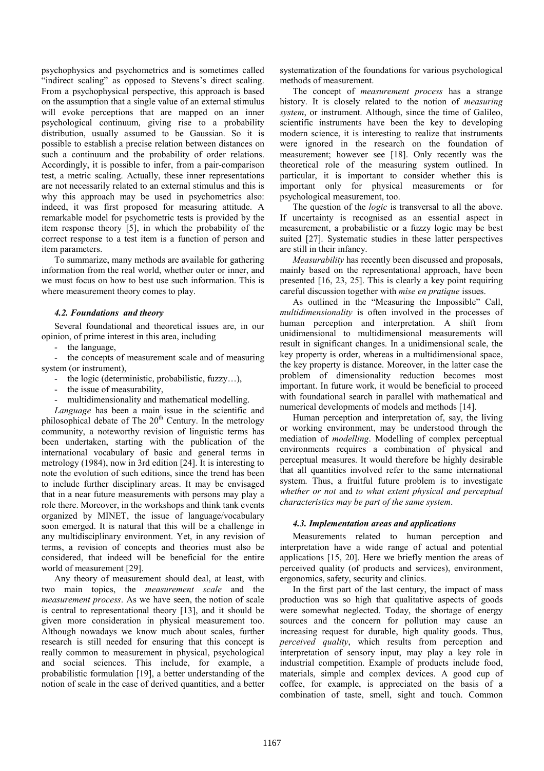psychophysics and psychometrics and is sometimes called "indirect scaling" as opposed to Stevens's direct scaling. From a psychophysical perspective, this approach is based on the assumption that a single value of an external stimulus will evoke perceptions that are mapped on an inner psychological continuum, giving rise to a probability distribution, usually assumed to be Gaussian. So it is possible to establish a precise relation between distances on such a continuum and the probability of order relations. Accordingly, it is possible to infer, from a pair-comparison test, a metric scaling. Actually, these inner representations are not necessarily related to an external stimulus and this is why this approach may be used in psychometrics also: indeed, it was first proposed for measuring attitude. A remarkable model for psychometric tests is provided by the item response theory [5], in which the probability of the correct response to a test item is a function of person and item parameters.

To summarize, many methods are available for gathering information from the real world, whether outer or inner, and we must focus on how to best use such information. This is where measurement theory comes to play.

### 4.2. Foundations and theory

Several foundational and theoretical issues are, in our opinion, of prime interest in this area, including

- the language,
- the concepts of measurement scale and of measuring system (or instrument),
- the logic (deterministic, probabilistic, fuzzy…),
- the issue of measurability,
- multidimensionality and mathematical modelling.

*Language* has been a main issue in the scientific and philosophical debate of The 20th Century. In the metrology community, a noteworthy revision of linguistic terms has been undertaken, starting with the publication of the international vocabulary of basic and general terms in metrology (1984), now in 3rd edition [24]. It is interesting to note the evolution of such editions, since the trend has been to include further disciplinary areas. It may be envisaged that in a near future measurements with persons may play a role there. Moreover, in the workshops and think tank events organized by MINET, the issue of language/vocabulary soon emerged. It is natural that this will be a challenge in any multidisciplinary environment. Yet, in any revision of terms, a revision of concepts and theories must also be considered, that indeed will be beneficial for the entire world of measurement [29].

Any theory of measurement should deal, at least, with two main topics, the *measurement scale* and the *measurement process*. As we have seen, the notion of scale is central to representational theory [13], and it should be given more consideration in physical measurement too. Although nowadays we know much about scales, further research is still needed for ensuring that this concept is really common to measurement in physical, psychological and social sciences. This include, for example, a probabilistic formulation [19], a better understanding of the notion of scale in the case of derived quantities, and a better systematization of the foundations for various psychological methods of measurement.

The concept of *measurement process* has a strange history. It is closely related to the notion of *measuring system*, or instrument. Although, since the time of Galileo, scientific instruments have been the key to developing modern science, it is interesting to realize that instruments were ignored in the research on the foundation of measurement; however see [18]. Only recently was the theoretical role of the measuring system outlined. In particular, it is important to consider whether this is important only for physical measurements or for psychological measurement, too.

The question of the *logic* is transversal to all the above. If uncertainty is recognised as an essential aspect in measurement, a probabilistic or a fuzzy logic may be best suited [27]. Systematic studies in these latter perspectives are still in their infancy.

*Measurability* has recently been discussed and proposals, mainly based on the representational approach, have been presented [16, 23, 25]. This is clearly a key point requiring careful discussion together with *mise en pratique* issues.

As outlined in the "Measuring the Impossible" Call, *multidimensionality* is often involved in the processes of human perception and interpretation. A shift from unidimensional to multidimensional measurements will result in significant changes. In a unidimensional scale, the key property is order, whereas in a multidimensional space, the key property is distance. Moreover, in the latter case the problem of dimensionality reduction becomes most important. In future work, it would be beneficial to proceed with foundational search in parallel with mathematical and numerical developments of models and methods [14].

Human perception and interpretation of, say, the living or working environment, may be understood through the mediation of *modelling*. Modelling of complex perceptual environments requires a combination of physical and perceptual measures. It would therefore be highly desirable that all quantities involved refer to the same international system. Thus, a fruitful future problem is to investigate *whether or not* and *to what extent physical and perceptual characteristics may be part of the same system*.

### 4.3. Implementation areas and applications

Measurements related to human perception and interpretation have a wide range of actual and potential applications [15, 20]. Here we briefly mention the areas of perceived quality (of products and services), environment, ergonomics, safety, security and clinics.

In the first part of the last century, the impact of mass production was so high that qualitative aspects of goods were somewhat neglected. Today, the shortage of energy sources and the concern for pollution may cause an increasing request for durable, high quality goods. Thus, *perceived quality*, which results from perception and interpretation of sensory input, may play a key role in industrial competition. Example of products include food, materials, simple and complex devices. A good cup of coffee, for example, is appreciated on the basis of a combination of taste, smell, sight and touch. Common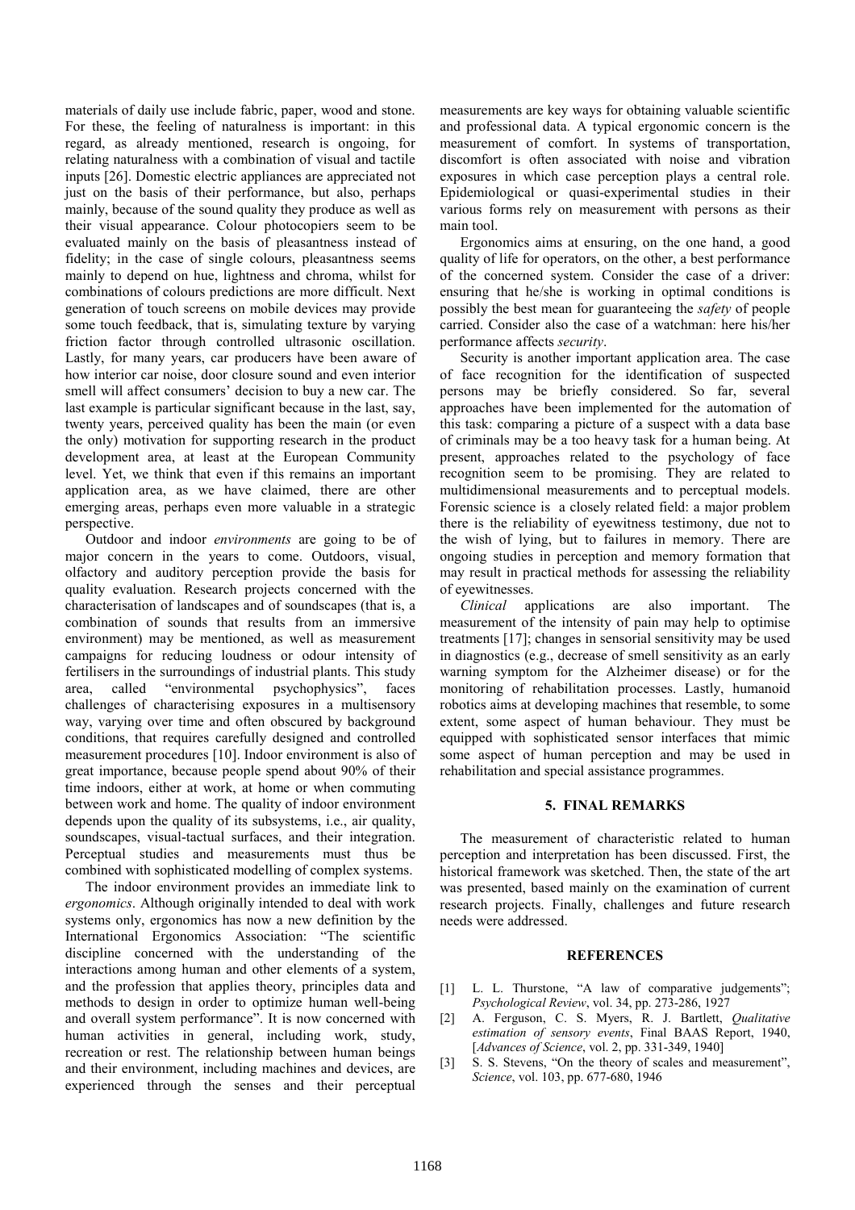materials of daily use include fabric, paper, wood and stone. For these, the feeling of naturalness is important: in this regard, as already mentioned, research is ongoing, for relating naturalness with a combination of visual and tactile inputs [26]. Domestic electric appliances are appreciated not just on the basis of their performance, but also, perhaps mainly, because of the sound quality they produce as well as their visual appearance. Colour photocopiers seem to be evaluated mainly on the basis of pleasantness instead of fidelity; in the case of single colours, pleasantness seems mainly to depend on hue, lightness and chroma, whilst for combinations of colours predictions are more difficult. Next generation of touch screens on mobile devices may provide some touch feedback, that is, simulating texture by varying friction factor through controlled ultrasonic oscillation. Lastly, for many years, car producers have been aware of how interior car noise, door closure sound and even interior smell will affect consumers' decision to buy a new car. The last example is particular significant because in the last, say, twenty years, perceived quality has been the main (or even the only) motivation for supporting research in the product development area, at least at the European Community level. Yet, we think that even if this remains an important application area, as we have claimed, there are other emerging areas, perhaps even more valuable in a strategic perspective.

Outdoor and indoor *environments* are going to be of major concern in the years to come. Outdoors, visual, olfactory and auditory perception provide the basis for quality evaluation. Research projects concerned with the characterisation of landscapes and of soundscapes (that is, a combination of sounds that results from an immersive environment) may be mentioned, as well as measurement campaigns for reducing loudness or odour intensity of fertilisers in the surroundings of industrial plants. This study area, called "environmental psychophysics", faces challenges of characterising exposures in a multisensory way, varying over time and often obscured by background conditions, that requires carefully designed and controlled measurement procedures [10]. Indoor environment is also of great importance, because people spend about 90% of their time indoors, either at work, at home or when commuting between work and home. The quality of indoor environment depends upon the quality of its subsystems, i.e., air quality, soundscapes, visual-tactual surfaces, and their integration. Perceptual studies and measurements must thus be combined with sophisticated modelling of complex systems.

The indoor environment provides an immediate link to *ergonomics*. Although originally intended to deal with work systems only, ergonomics has now a new definition by the International Ergonomics Association: "The scientific discipline concerned with the understanding of the interactions among human and other elements of a system, and the profession that applies theory, principles data and methods to design in order to optimize human well-being and overall system performance". It is now concerned with human activities in general, including work, study, recreation or rest. The relationship between human beings and their environment, including machines and devices, are experienced through the senses and their perceptual measurements are key ways for obtaining valuable scientific and professional data. A typical ergonomic concern is the measurement of comfort. In systems of transportation, discomfort is often associated with noise and vibration exposures in which case perception plays a central role. Epidemiological or quasi-experimental studies in their various forms rely on measurement with persons as their main tool.

Ergonomics aims at ensuring, on the one hand, a good quality of life for operators, on the other, a best performance of the concerned system. Consider the case of a driver: ensuring that he/she is working in optimal conditions is possibly the best mean for guaranteeing the *safety* of people carried. Consider also the case of a watchman: here his/her performance affects *security*.

Security is another important application area. The case of face recognition for the identification of suspected persons may be briefly considered. So far, several approaches have been implemented for the automation of this task: comparing a picture of a suspect with a data base of criminals may be a too heavy task for a human being. At present, approaches related to the psychology of face recognition seem to be promising. They are related to multidimensional measurements and to perceptual models. Forensic science is a closely related field: a major problem there is the reliability of eyewitness testimony, due not to the wish of lying, but to failures in memory. There are ongoing studies in perception and memory formation that may result in practical methods for assessing the reliability of eyewitnesses.

*Clinical* applications are also important. The measurement of the intensity of pain may help to optimise treatments [17]; changes in sensorial sensitivity may be used in diagnostics (e.g., decrease of smell sensitivity as an early warning symptom for the Alzheimer disease) or for the monitoring of rehabilitation processes. Lastly, humanoid robotics aims at developing machines that resemble, to some extent, some aspect of human behaviour. They must be equipped with sophisticated sensor interfaces that mimic some aspect of human perception and may be used in rehabilitation and special assistance programmes.

## 5. FINAL REMARKS

The measurement of characteristic related to human perception and interpretation has been discussed. First, the historical framework was sketched. Then, the state of the art was presented, based mainly on the examination of current research projects. Finally, challenges and future research needs were addressed.

## REFERENCES

[1] L. L. Thurstone, "A law of comparative judgements"; *Psychological Review*, vol. 34, pp. 273-286, 1927

[2] A. Ferguson, C. S. Myers, R. J. Bartlett, *Qualitative estimation of sensory events*, Final BAAS Report, 1940, [*Advances of Science*, vol. 2, pp. 331-349, 1940]

[3] S. S. Stevens, "On the theory of scales and measurement", *Science*, vol. 103, pp. 677-680, 1946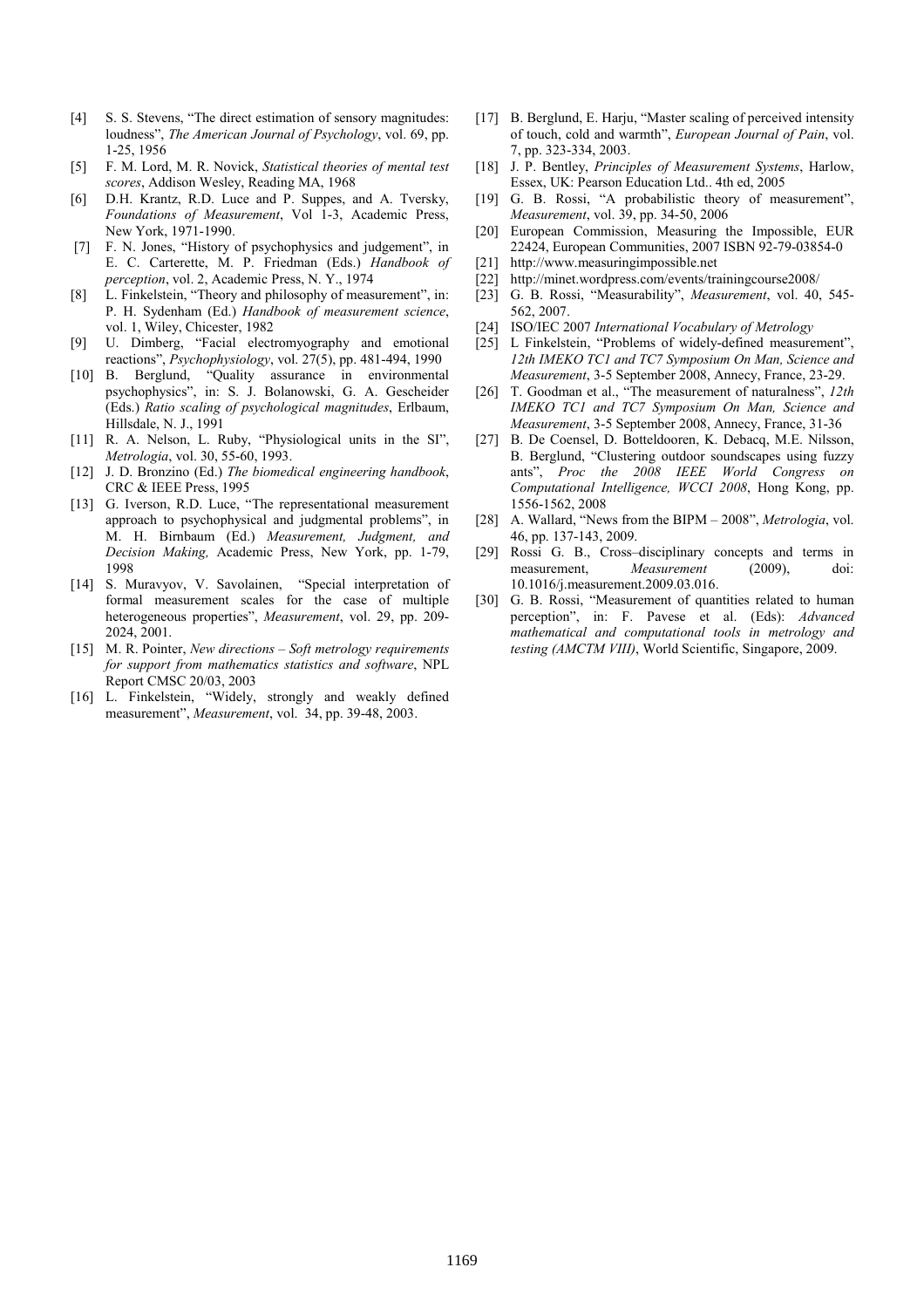[4] S. S. Stevens, "The direct estimation of sensory magnitudes: loudness", *The American Journal of Psychology*, vol. 69, pp. 1-25, 1956

[5] F. M. Lord, M. R. Novick, *Statistical theories of mental test scores*, Addison Wesley, Reading MA, 1968

[6] D.H. Krantz, R.D. Luce and P. Suppes, and A. Tversky, *Foundations of Measurement*, Vol 1-3, Academic Press, New York, 1971-1990.

[7] F. N. Jones, "History of psychophysics and judgement", in E. C. Carterette, M. P. Friedman (Eds.) *Handbook of perception*, vol. 2, Academic Press, N. Y., 1974

[8] L. Finkelstein, "Theory and philosophy of measurement", in: P. H. Sydenham (Ed.) *Handbook of measurement science*, vol. 1, Wiley, Chicester, 1982

[9] U. Dimberg, "Facial electromyography and emotional reactions", *Psychophysiology*, vol. 27(5), pp. 481-494, 1990

[10] B. Berglund, "Quality assurance in environmental psychophysics", in: S. J. Bolanowski, G. A. Gescheider (Eds.) *Ratio scaling of psychological magnitudes*, Erlbaum, Hillsdale, N. J., 1991

[11] R. A. Nelson, L. Ruby, "Physiological units in the SI", *Metrologia*, vol. 30, 55-60, 1993.

[12] J. D. Bronzino (Ed.) *The biomedical engineering handbook*, CRC & IEEE Press, 1995

[13] G. Iverson, R.D. Luce, "The representational measurement approach to psychophysical and judgmental problems", in M. H. Birnbaum (Ed.) *Measurement, Judgment, and Decision Making,* Academic Press, New York, pp. 1-79, 1998

[14] S. Muravyov, V. Savolainen, "Special interpretation of formal measurement scales for the case of multiple heterogeneous properties", *Measurement*, vol. 29, pp. 209-2024, 2001.

[15] M. R. Pointer, *New directions – Soft metrology requirements for support from mathematics statistics and software*, NPL Report CMSC 20/03, 2003

[16] L. Finkelstein, "Widely, strongly and weakly defined measurement", *Measurement*, vol. 34, pp. 39-48, 2003.

[17] B. Berglund, E. Harju, "Master scaling of perceived intensity of touch, cold and warmth", *European Journal of Pain*, vol. 7, pp. 323-334, 2003.

[18] J. P. Bentley, *Principles of Measurement Systems*, Harlow, Essex, UK: Pearson Education Ltd.. 4th ed, 2005

[19] G. B. Rossi, "A probabilistic theory of measurement", *Measurement*, vol. 39, pp. 34-50, 2006

[20] European Commission, Measuring the Impossible, EUR 22424, European Communities, 2007 ISBN 92-79-03854-0

[21] http://www.measuringimpossible.net

[22] http://minet.wordpress.com/events/trainingcourse2008/

[23] G. B. Rossi, "Measurability", *Measurement*, vol. 40, 545-562, 2007.

[24] ISO/IEC 2007 *International Vocabulary of Metrology*

[25] L Finkelstein, "Problems of widely-defined measurement", *12th IMEKO TC1 and TC7 Symposium On Man, Science and Measurement*, 3-5 September 2008, Annecy, France, 23-29.

[26] T. Goodman et al., "The measurement of naturalness", *12th IMEKO TC1 and TC7 Symposium On Man, Science and Measurement*, 3-5 September 2008, Annecy, France, 31-36

[27] B. De Coensel, D. Botteldooren, K. Debacq, M.E. Nilsson, B. Berglund, "Clustering outdoor soundscapes using fuzzy ants", *Proc the 2008 IEEE World Congress on Computational Intelligence, WCCI 2008*, Hong Kong, pp. 1556-1562, 2008

[28] A. Wallard, "News from the BIPM – 2008", *Metrologia*, vol. 46, pp. 137-143, 2009.

[29] Rossi G. B., Cross–disciplinary concepts and terms in measurement, *Measurement* (2009), doi: 10.1016/j.measurement.2009.03.016.

[30] G. B. Rossi, "Measurement of quantities related to human perception", in: F. Pavese et al. (Eds): *Advanced mathematical and computational tools in metrology and testing (AMCTM VIII)*, World Scientific, Singapore, 2009.